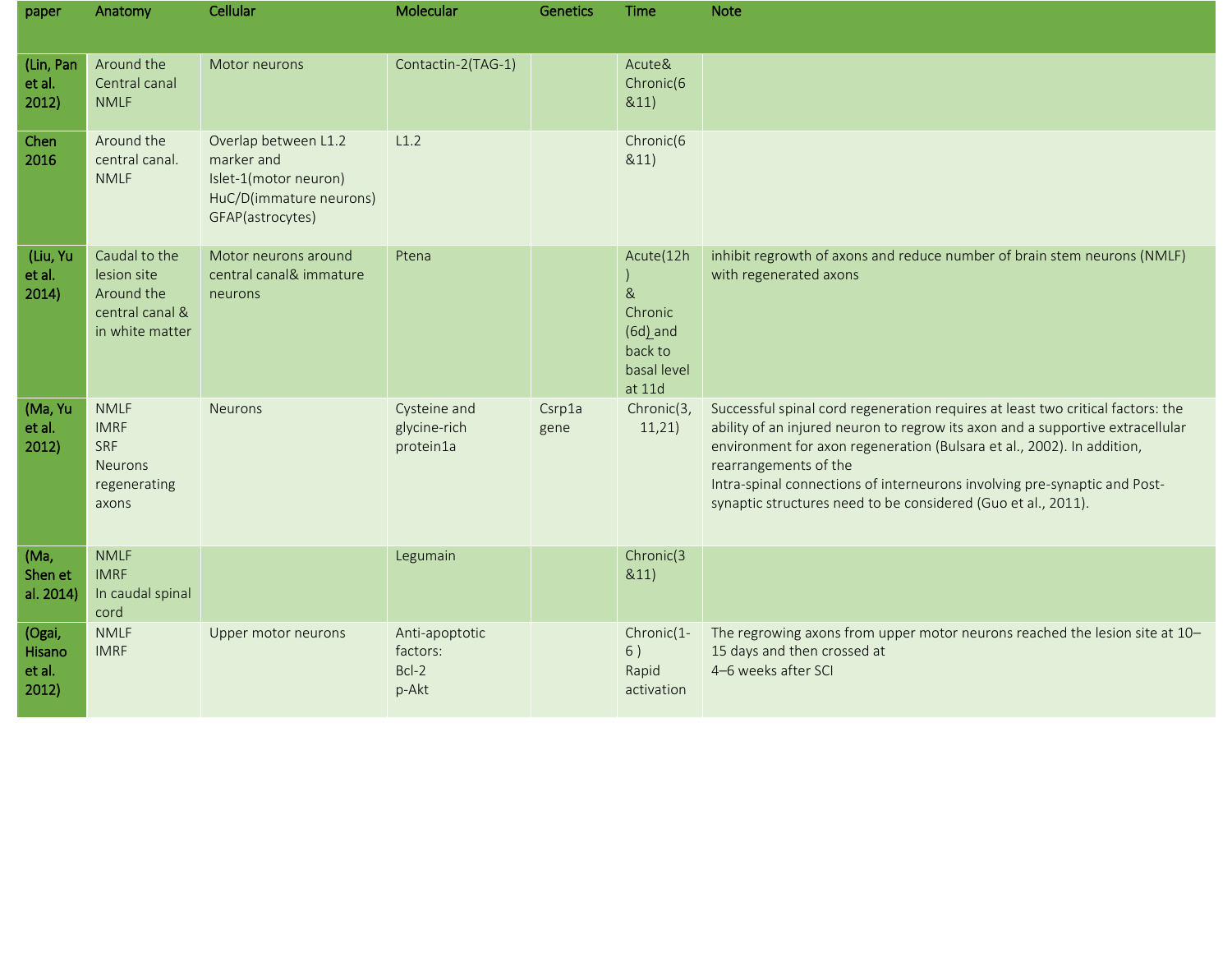| paper | Anatomy | Cellular | Molecular | Genetics | Time | Note |
|---|---|---|---|---|---|---|
| **(Lin, Pan et al. 2012)** | Around the Central canal NMLF | Motor neurons | Contactin-2(TAG-1) | | Acute& Chronic(6 &11) | |
| **Chen 2016** | Around the central canal. NMLF | Overlap between L1.2 marker and Islet-1(motor neuron) HuC/D(immature neurons) GFAP(astrocytes) | L1.2 | | Chronic(6 &11) | |
| **(Liu, Yu et al. 2014)** | Caudal to the lesion site Around the central canal & in white matter | Motor neurons around central canal& immature neurons | Ptena | | Acute(12h ) & Chronic (6d) and back to basal level at 11d | inhibit regrowth of axons and reduce number of brain stem neurons (NMLF) with regenerated axons |
| **(Ma, Yu et al. 2012)** | NMLF IMRF SRF Neurons regenerating axons | Neurons | Cysteine and glycine-rich protein1a | Csrp1a gene | Chronic(3, 11,21) | Successful spinal cord regeneration requires at least two critical factors: the ability of an injured neuron to regrow its axon and a supportive extracellular environment for axon regeneration (Bulsara et al., 2002). In addition, rearrangements of the Intra-spinal connections of interneurons involving pre-synaptic and Post-synaptic structures need to be considered (Guo et al., 2011). |
| **(Ma, Shen et al. 2014)** | NMLF IMRF In caudal spinal cord | | Legumain | | Chronic(3 &11) | |
| **(Ogai, Hisano et al. 2012)** | NMLF IMRF | Upper motor neurons | Anti-apoptotic factors: Bcl-2 p-Akt | | Chronic(1-6 ) Rapid activation | The regrowing axons from upper motor neurons reached the lesion site at 10–15 days and then crossed at 4–6 weeks after SCI |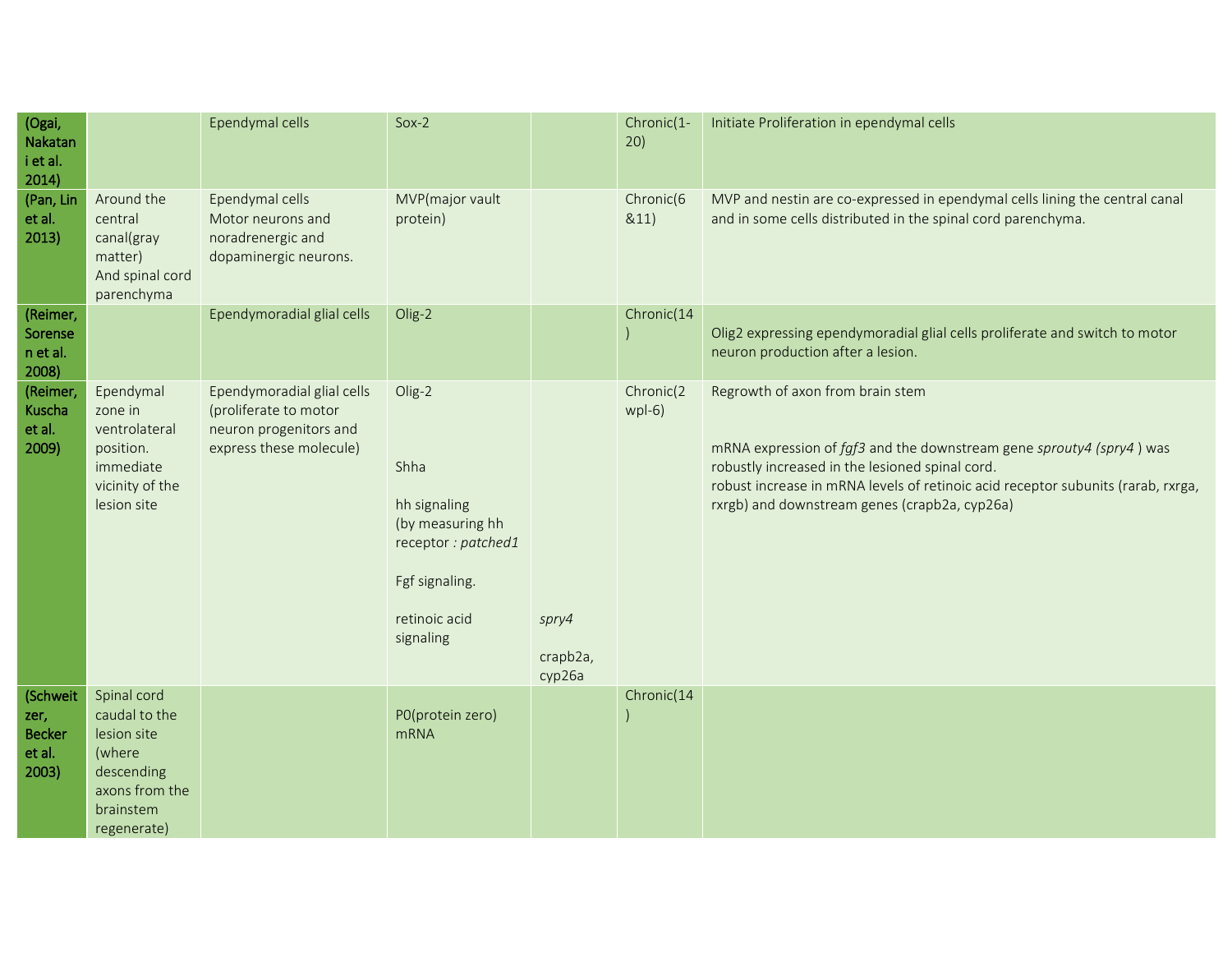| | | | | | | |
|---|---|---|---|---|---|---|
| **(Ogai, Nakatani et al. 2014)** | | Ependymal cells | Sox-2 | | Chronic(1-20) | Initiate Proliferation in ependymal cells |
| **(Pan, Lin et al. 2013)** | Around the central canal(gray matter) And spinal cord parenchyma | Ependymal cells Motor neurons and noradrenergic and dopaminergic neurons. | MVP(major vault protein) | | Chronic(6 &11) | MVP and nestin are co-expressed in ependymal cells lining the central canal and in some cells distributed in the spinal cord parenchyma. |
| **(Reimer, Sorensen et al. 2008)** | | Ependymoradial glial cells | Olig-2 | | Chronic(14) | Olig2 expressing ependymoradial glial cells proliferate and switch to motor neuron production after a lesion. |
| **(Reimer, Kuscha et al. 2009)** | Ependymal zone in ventrolateral position. immediate vicinity of the lesion site | Ependymoradial glial cells (proliferate to motor neuron progenitors and express these molecule) | Olig-2<br><br>Shha<br><br>hh signaling (by measuring hh receptor *: patched1*<br><br>Fgf signaling.<br><br>retinoic acid signaling | *spry4*<br><br>crapb2a, cyp26a | Chronic(2 wpl-6) | Regrowth of axon from brain stem<br><br>mRNA expression of *fgf3* and the downstream gene *sprouty4 (spry4* ) was robustly increased in the lesioned spinal cord.<br>robust increase in mRNA levels of retinoic acid receptor subunits (rarab, rxrga, rxrgb) and downstream genes (crapb2a, cyp26a) |
| **(Schweitzer, Becker et al. 2003)** | Spinal cord caudal to the lesion site (where descending axons from the brainstem regenerate) | | P0(protein zero) mRNA | | Chronic(14) | |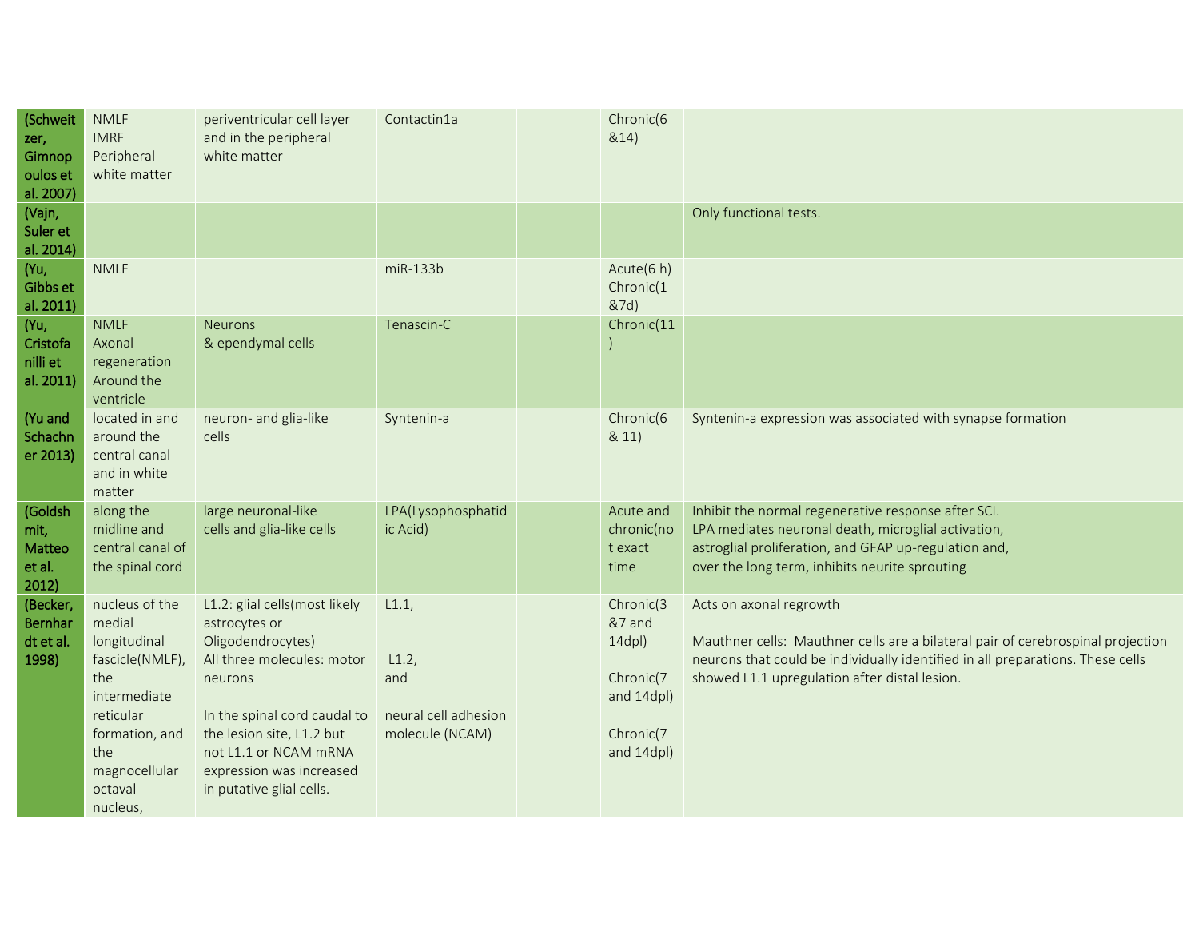| | | | | | | |
|---|---|---|---|---|---|---|
| (Schweitzer, Gimnopoulos et al. 2007) | NMLF<br>IMRF<br>Peripheral white matter | periventricular cell layer and in the peripheral white matter | Contactin1a | | Chronic(6 &14) | |
| (Vajn, Suler et al. 2014) | | | | | | Only functional tests. |
| (Yu, Gibbs et al. 2011) | NMLF | | miR-133b | | Acute(6 h)<br>Chronic(1 &7d) | |
| (Yu, Cristofanilli et al. 2011) | NMLF<br>Axonal regeneration<br>Around the ventricle | Neurons<br>& ependymal cells | Tenascin-C | | Chronic(11) | |
| (Yu and Schachner 2013) | located in and around the central canal and in white matter | neuron- and glia-like cells | Syntenin-a | | Chronic(6 & 11) | Syntenin-a expression was associated with synapse formation |
| (Goldshmit, Matteo et al. 2012) | along the midline and central canal of the spinal cord | large neuronal-like cells and glia-like cells | LPA(Lysophosphatidic Acid) | | Acute and chronic(not exact time | Inhibit the normal regenerative response after SCI.<br>LPA mediates neuronal death, microglial activation, astroglial proliferation, and GFAP up-regulation and, over the long term, inhibits neurite sprouting |
| (Becker, Bernhardt et al. 1998) | nucleus of the medial longitudinal fascicle(NMLF), the intermediate reticular formation, and the magnocellular octaval nucleus, | L1.2: glial cells(most likely astrocytes or Oligodendrocytes)<br>All three molecules: motor neurons<br><br>In the spinal cord caudal to the lesion site, L1.2 but not L1.1 or NCAM mRNA expression was increased in putative glial cells. | L1.1,<br><br>L1.2,<br>and<br><br>neural cell adhesion molecule (NCAM) | | Chronic(3 &7 and 14dpl)<br><br>Chronic(7 and 14dpl)<br><br>Chronic(7 and 14dpl) | Acts on axonal regrowth<br><br>Mauthner cells: Mauthner cells are a bilateral pair of cerebrospinal projection neurons that could be individually identified in all preparations. These cells showed L1.1 upregulation after distal lesion. |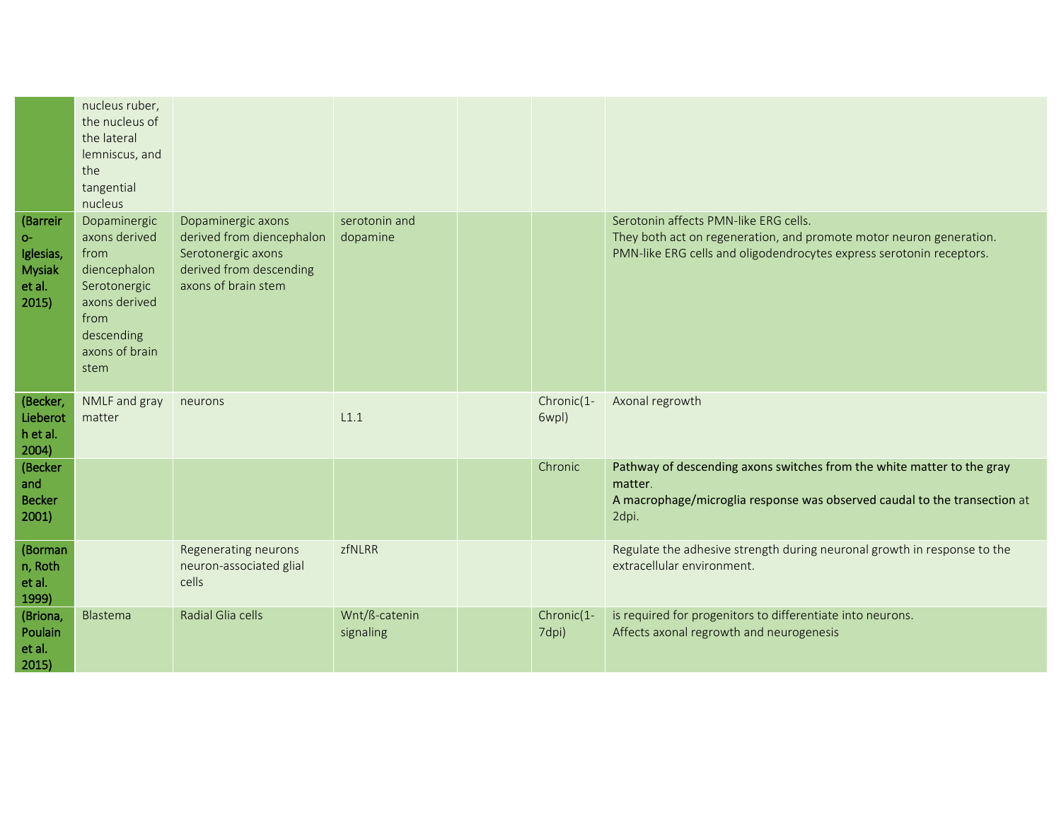|  |  |  |  |  |  |  |
|---|---|---|---|---|---|---|
|  | nucleus ruber, the nucleus of the lateral lemniscus, and the tangential nucleus |  |  |  |  |  |
| **(Barreiro-Iglesias, Mysiak et al. 2015)** | Dopaminergic axons derived from diencephalon Serotonergic axons derived from descending axons of brain stem | Dopaminergic axons derived from diencephalon Serotonergic axons derived from descending axons of brain stem | serotonin and dopamine |  |  | Serotonin affects PMN-like ERG cells. They both act on regeneration, and promote motor neuron generation. PMN-like ERG cells and oligodendrocytes express serotonin receptors. |
| **(Becker, Lieberoth et al. 2004)** | NMLF and gray matter | neurons | L1.1 |  | Chronic(1-6wpl) | Axonal regrowth |
| **(Becker and Becker 2001)** |  |  |  |  | Chronic | Pathway of descending axons switches from the white matter to the gray matter. A macrophage/microglia response was observed caudal to the transection at 2dpi. |
| **(Bormann, Roth et al. 1999)** |  | Regenerating neurons neuron-associated glial cells | zfNLRR |  |  | Regulate the adhesive strength during neuronal growth in response to the extracellular environment. |
| **(Briona, Poulain et al. 2015)** | Blastema | Radial Glia cells | Wnt/ß-catenin signaling |  | Chronic(1-7dpi) | is required for progenitors to differentiate into neurons. Affects axonal regrowth and neurogenesis |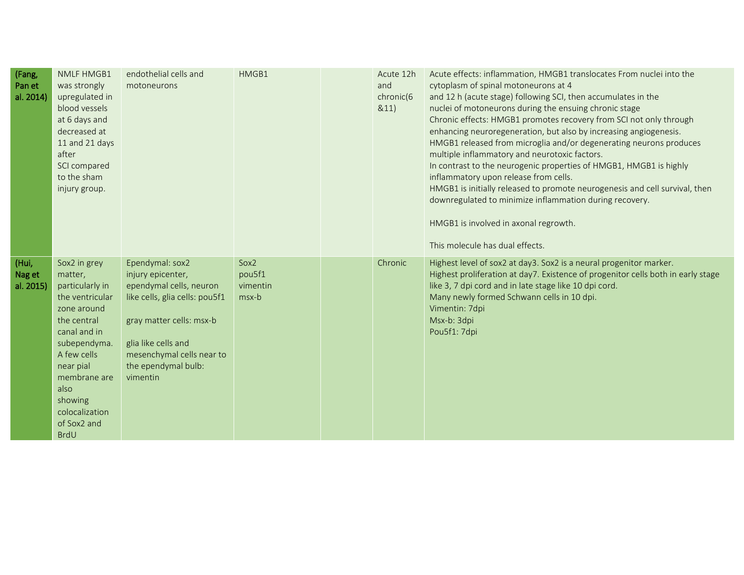| | | | | | | |
|---|---|---|---|---|---|---|
| (Fang, Pan et al. 2014) | NMLF HMGB1 was strongly upregulated in blood vessels at 6 days and decreased at 11 and 21 days after SCI compared to the sham injury group. | endothelial cells and motoneurons | HMGB1 | | Acute 12h and chronic(6 &11) | Acute effects: inflammation, HMGB1 translocates From nuclei into the cytoplasm of spinal motoneurons at 4 and 12 h (acute stage) following SCI, then accumulates in the nuclei of motoneurons during the ensuing chronic stage<br>Chronic effects: HMGB1 promotes recovery from SCI not only through enhancing neuroregeneration, but also by increasing angiogenesis.<br>HMGB1 released from microglia and/or degenerating neurons produces multiple inflammatory and neurotoxic factors.<br>In contrast to the neurogenic properties of HMGB1, HMGB1 is highly inflammatory upon release from cells.<br>HMGB1 is initially released to promote neurogenesis and cell survival, then downregulated to minimize inflammation during recovery.<br><br>HMGB1 is involved in axonal regrowth.<br><br>This molecule has dual effects. |
| (Hui, Nag et al. 2015) | Sox2 in grey matter, particularly in the ventricular zone around the central canal and in subependyma. A few cells near pial membrane are also showing colocalization of Sox2 and BrdU | Ependymal: sox2 injury epicenter, ependymal cells, neuron like cells, glia cells: pou5f1<br><br>gray matter cells: msx-b<br><br>glia like cells and mesenchymal cells near to the ependymal bulb: vimentin | Sox2<br>pou5f1<br>vimentin<br>msx-b | | Chronic | Highest level of sox2 at day3. Sox2 is a neural progenitor marker.<br>Highest proliferation at day7. Existence of progenitor cells both in early stage like 3, 7 dpi cord and in late stage like 10 dpi cord.<br>Many newly formed Schwann cells in 10 dpi.<br>Vimentin: 7dpi<br>Msx-b: 3dpi<br>Pou5f1: 7dpi |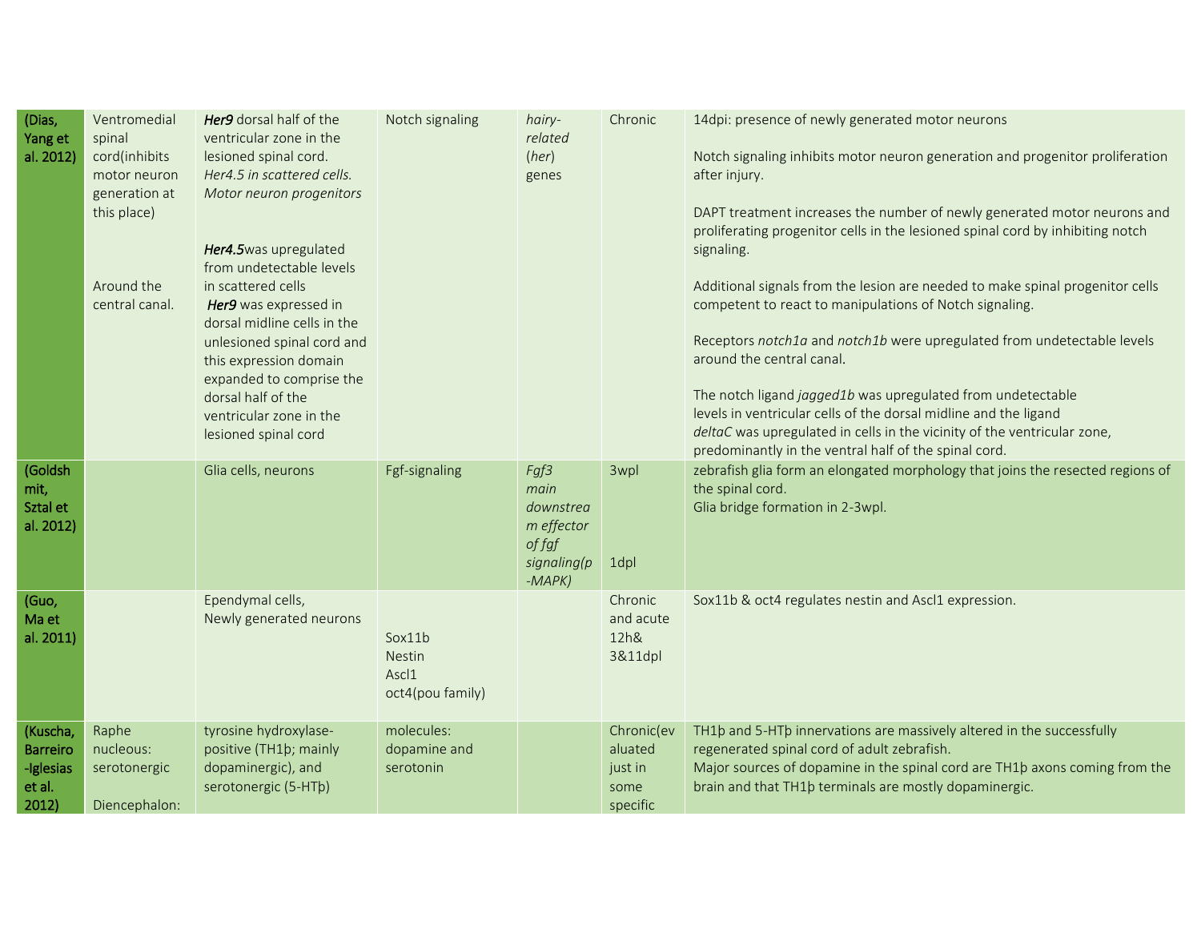| (Dias, Yang et al. 2012) | Ventromedial spinal cord(inhibits motor neuron generation at this place)<br><br>Around the central canal. | ***Her9*** dorsal half of the ventricular zone in the lesioned spinal cord. *Her4.5 in scattered cells. Motor neuron progenitors*<br><br>***Her4.5*** was upregulated from undetectable levels in scattered cells ***Her9*** was expressed in dorsal midline cells in the unlesioned spinal cord and this expression domain expanded to comprise the dorsal half of the ventricular zone in the lesioned spinal cord | Notch signaling | *hairy-related* (*her*) genes | Chronic | 14dpi: presence of newly generated motor neurons<br><br>Notch signaling inhibits motor neuron generation and progenitor proliferation after injury.<br><br>DAPT treatment increases the number of newly generated motor neurons and proliferating progenitor cells in the lesioned spinal cord by inhibiting notch signaling.<br><br>Additional signals from the lesion are needed to make spinal progenitor cells competent to react to manipulations of Notch signaling.<br><br>Receptors *notch1a* and *notch1b* were upregulated from undetectable levels around the central canal.<br><br>The notch ligand *jagged1b* was upregulated from undetectable levels in ventricular cells of the dorsal midline and the ligand *deltaC* was upregulated in cells in the vicinity of the ventricular zone, predominantly in the ventral half of the spinal cord. |
|---|---|---|---|---|---|---|
| (Goldshmit, Sztal et al. 2012) | | Glia cells, neurons | Fgf-signaling | *Fgf3 main downstream effector of fgf signaling(p-MAPK)* | 3wpl<br><br>1dpl | zebrafish glia form an elongated morphology that joins the resected regions of the spinal cord.<br>Glia bridge formation in 2-3wpl. |
| (Guo, Ma et al. 2011) | | Ependymal cells,<br>Newly generated neurons | Sox11b<br>Nestin<br>Ascl1<br>oct4(pou family) | | Chronic and acute 12h& 3&11dpl | Sox11b & oct4 regulates nestin and Ascl1 expression. |
| (Kuscha, Barreiro-Iglesias et al. 2012) | Raphe nucleous: serotonergic<br><br>Diencephalon: | tyrosine hydroxylase-positive (TH1þ; mainly dopaminergic), and serotonergic (5-HTþ) | molecules: dopamine and serotonin | | Chronic(evaluated just in some specific | TH1þ and 5-HTþ innervations are massively altered in the successfully regenerated spinal cord of adult zebrafish.<br>Major sources of dopamine in the spinal cord are TH1þ axons coming from the brain and that TH1þ terminals are mostly dopaminergic. |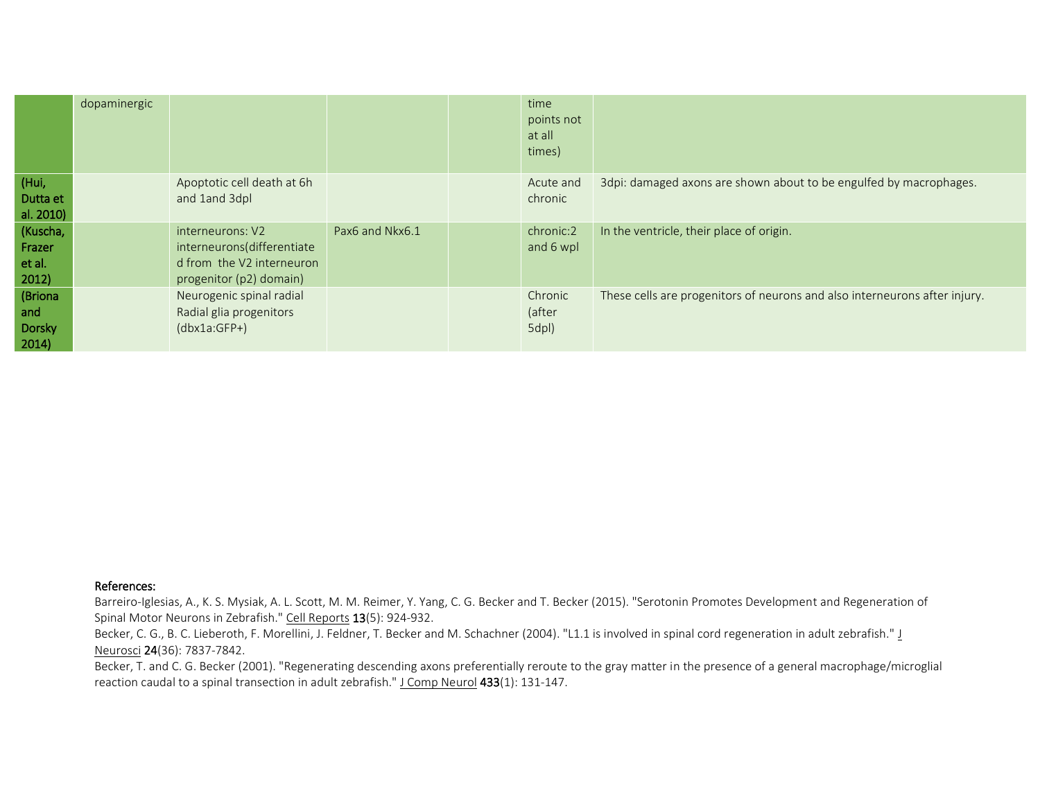| | | | | | | |
|---|---|---|---|---|---|---|
| | dopaminergic | | | | time points not at all times) | |
| (Hui, Dutta et al. 2010) | | Apoptotic cell death at 6h and 1and 3dpl | | | Acute and chronic | 3dpi: damaged axons are shown about to be engulfed by macrophages. |
| (Kuscha, Frazer et al. 2012) | | interneurons: V2 interneurons(differentiated from the V2 interneuron progenitor (p2) domain) | Pax6 and Nkx6.1 | | chronic:2 and 6 wpl | In the ventricle, their place of origin. |
| (Briona and Dorsky 2014) | | Neurogenic spinal radial Radial glia progenitors (dbx1a:GFP+) | | | Chronic (after 5dpl) | These cells are progenitors of neurons and also interneurons after injury. |

**References:**

Barreiro-Iglesias, A., K. S. Mysiak, A. L. Scott, M. M. Reimer, Y. Yang, C. G. Becker and T. Becker (2015). "Serotonin Promotes Development and Regeneration of Spinal Motor Neurons in Zebrafish." Cell Reports **13**(5): 924-932.

Becker, C. G., B. C. Lieberoth, F. Morellini, J. Feldner, T. Becker and M. Schachner (2004). "L1.1 is involved in spinal cord regeneration in adult zebrafish." J Neurosci **24**(36): 7837-7842.

Becker, T. and C. G. Becker (2001). "Regenerating descending axons preferentially reroute to the gray matter in the presence of a general macrophage/microglial reaction caudal to a spinal transection in adult zebrafish." J Comp Neurol **433**(1): 131-147.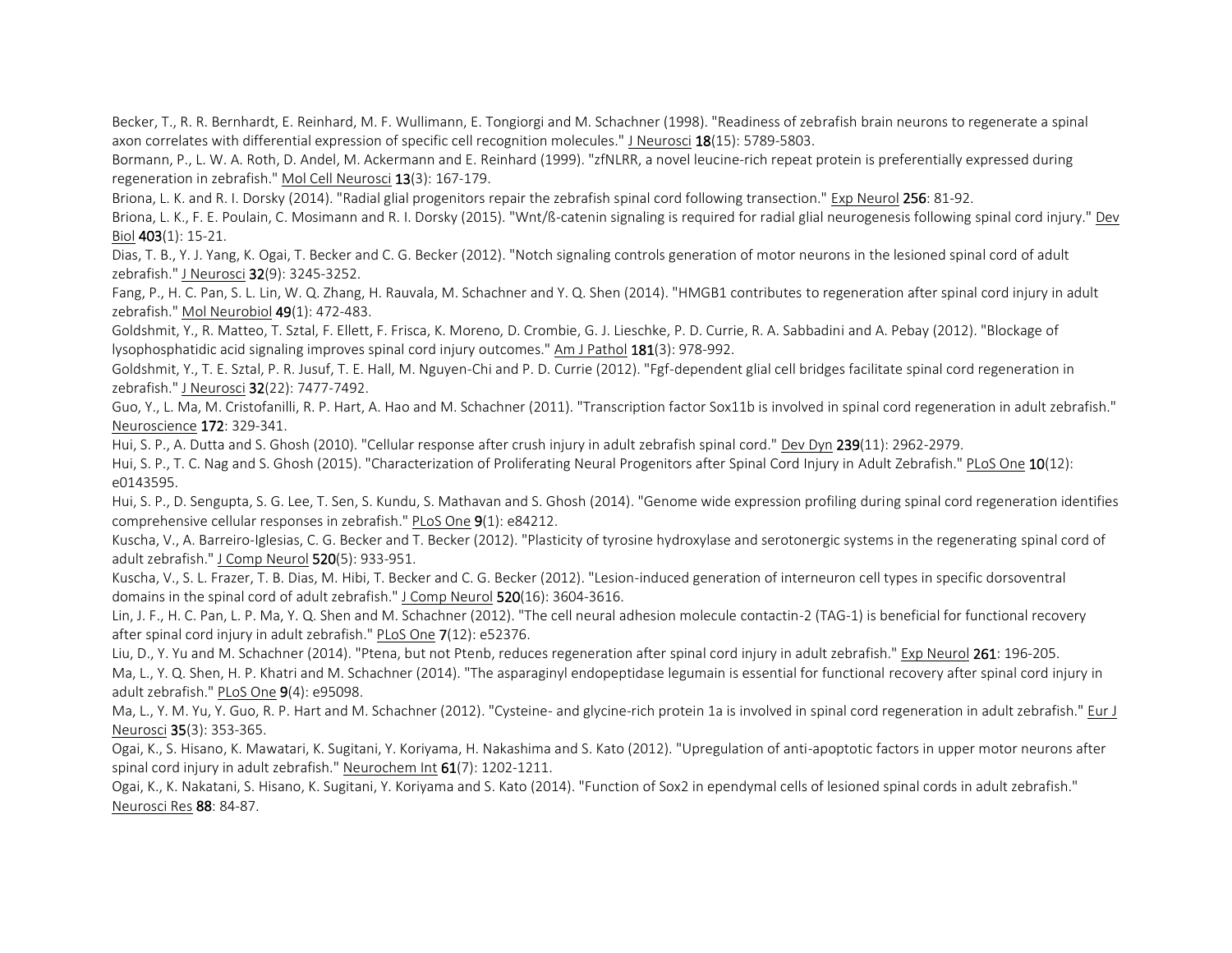Becker, T., R. R. Bernhardt, E. Reinhard, M. F. Wullimann, E. Tongiorgi and M. Schachner (1998). "Readiness of zebrafish brain neurons to regenerate a spinal axon correlates with differential expression of specific cell recognition molecules." J Neurosci **18**(15): 5789-5803.

Bormann, P., L. W. A. Roth, D. Andel, M. Ackermann and E. Reinhard (1999). "zfNLRR, a novel leucine-rich repeat protein is preferentially expressed during regeneration in zebrafish." Mol Cell Neurosci **13**(3): 167-179.

Briona, L. K. and R. I. Dorsky (2014). "Radial glial progenitors repair the zebrafish spinal cord following transection." Exp Neurol **256**: 81-92.

Briona, L. K., F. E. Poulain, C. Mosimann and R. I. Dorsky (2015). "Wnt/ß-catenin signaling is required for radial glial neurogenesis following spinal cord injury." Dev Biol **403**(1): 15-21.

Dias, T. B., Y. J. Yang, K. Ogai, T. Becker and C. G. Becker (2012). "Notch signaling controls generation of motor neurons in the lesioned spinal cord of adult zebrafish." J Neurosci **32**(9): 3245-3252.

Fang, P., H. C. Pan, S. L. Lin, W. Q. Zhang, H. Rauvala, M. Schachner and Y. Q. Shen (2014). "HMGB1 contributes to regeneration after spinal cord injury in adult zebrafish." Mol Neurobiol **49**(1): 472-483.

Goldshmit, Y., R. Matteo, T. Sztal, F. Ellett, F. Frisca, K. Moreno, D. Crombie, G. J. Lieschke, P. D. Currie, R. A. Sabbadini and A. Pebay (2012). "Blockage of lysophosphatidic acid signaling improves spinal cord injury outcomes." Am J Pathol **181**(3): 978-992.

Goldshmit, Y., T. E. Sztal, P. R. Jusuf, T. E. Hall, M. Nguyen-Chi and P. D. Currie (2012). "Fgf-dependent glial cell bridges facilitate spinal cord regeneration in zebrafish." J Neurosci **32**(22): 7477-7492.

Guo, Y., L. Ma, M. Cristofanilli, R. P. Hart, A. Hao and M. Schachner (2011). "Transcription factor Sox11b is involved in spinal cord regeneration in adult zebrafish." Neuroscience **172**: 329-341.

Hui, S. P., A. Dutta and S. Ghosh (2010). "Cellular response after crush injury in adult zebrafish spinal cord." Dev Dyn **239**(11): 2962-2979.

Hui, S. P., T. C. Nag and S. Ghosh (2015). "Characterization of Proliferating Neural Progenitors after Spinal Cord Injury in Adult Zebrafish." PLoS One **10**(12): e0143595.

Hui, S. P., D. Sengupta, S. G. Lee, T. Sen, S. Kundu, S. Mathavan and S. Ghosh (2014). "Genome wide expression profiling during spinal cord regeneration identifies comprehensive cellular responses in zebrafish." PLoS One **9**(1): e84212.

Kuscha, V., A. Barreiro-Iglesias, C. G. Becker and T. Becker (2012). "Plasticity of tyrosine hydroxylase and serotonergic systems in the regenerating spinal cord of adult zebrafish." J Comp Neurol **520**(5): 933-951.

Kuscha, V., S. L. Frazer, T. B. Dias, M. Hibi, T. Becker and C. G. Becker (2012). "Lesion-induced generation of interneuron cell types in specific dorsoventral domains in the spinal cord of adult zebrafish." J Comp Neurol **520**(16): 3604-3616.

Lin, J. F., H. C. Pan, L. P. Ma, Y. Q. Shen and M. Schachner (2012). "The cell neural adhesion molecule contactin-2 (TAG-1) is beneficial for functional recovery after spinal cord injury in adult zebrafish." PLoS One **7**(12): e52376.

Liu, D., Y. Yu and M. Schachner (2014). "Ptena, but not Ptenb, reduces regeneration after spinal cord injury in adult zebrafish." Exp Neurol **261**: 196-205.

Ma, L., Y. Q. Shen, H. P. Khatri and M. Schachner (2014). "The asparaginyl endopeptidase legumain is essential for functional recovery after spinal cord injury in adult zebrafish." PLoS One **9**(4): e95098.

Ma, L., Y. M. Yu, Y. Guo, R. P. Hart and M. Schachner (2012). "Cysteine- and glycine-rich protein 1a is involved in spinal cord regeneration in adult zebrafish." Eur J Neurosci **35**(3): 353-365.

Ogai, K., S. Hisano, K. Mawatari, K. Sugitani, Y. Koriyama, H. Nakashima and S. Kato (2012). "Upregulation of anti-apoptotic factors in upper motor neurons after spinal cord injury in adult zebrafish." Neurochem Int **61**(7): 1202-1211.

Ogai, K., K. Nakatani, S. Hisano, K. Sugitani, Y. Koriyama and S. Kato (2014). "Function of Sox2 in ependymal cells of lesioned spinal cords in adult zebrafish." Neurosci Res **88**: 84-87.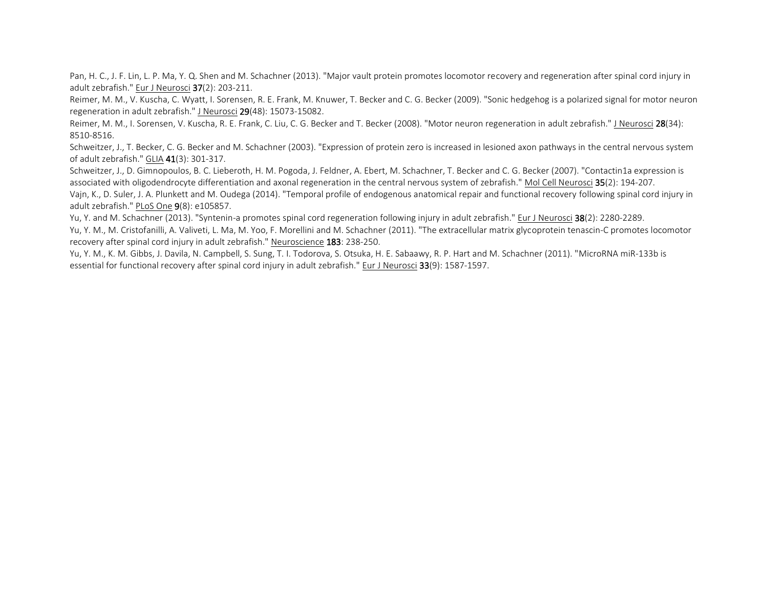Pan, H. C., J. F. Lin, L. P. Ma, Y. Q. Shen and M. Schachner (2013). "Major vault protein promotes locomotor recovery and regeneration after spinal cord injury in adult zebrafish." Eur J Neurosci **37**(2): 203-211.

Reimer, M. M., V. Kuscha, C. Wyatt, I. Sorensen, R. E. Frank, M. Knuwer, T. Becker and C. G. Becker (2009). "Sonic hedgehog is a polarized signal for motor neuron regeneration in adult zebrafish." J Neurosci **29**(48): 15073-15082.

Reimer, M. M., I. Sorensen, V. Kuscha, R. E. Frank, C. Liu, C. G. Becker and T. Becker (2008). "Motor neuron regeneration in adult zebrafish." J Neurosci **28**(34): 8510-8516.

Schweitzer, J., T. Becker, C. G. Becker and M. Schachner (2003). "Expression of protein zero is increased in lesioned axon pathways in the central nervous system of adult zebrafish." GLIA **41**(3): 301-317.

Schweitzer, J., D. Gimnopoulos, B. C. Lieberoth, H. M. Pogoda, J. Feldner, A. Ebert, M. Schachner, T. Becker and C. G. Becker (2007). "Contactin1a expression is associated with oligodendrocyte differentiation and axonal regeneration in the central nervous system of zebrafish." Mol Cell Neurosci **35**(2): 194-207.

Vajn, K., D. Suler, J. A. Plunkett and M. Oudega (2014). "Temporal profile of endogenous anatomical repair and functional recovery following spinal cord injury in adult zebrafish." PLoS One **9**(8): e105857.

Yu, Y. and M. Schachner (2013). "Syntenin-a promotes spinal cord regeneration following injury in adult zebrafish." Eur J Neurosci **38**(2): 2280-2289.

Yu, Y. M., M. Cristofanilli, A. Valiveti, L. Ma, M. Yoo, F. Morellini and M. Schachner (2011). "The extracellular matrix glycoprotein tenascin-C promotes locomotor recovery after spinal cord injury in adult zebrafish." Neuroscience **183**: 238-250.

Yu, Y. M., K. M. Gibbs, J. Davila, N. Campbell, S. Sung, T. I. Todorova, S. Otsuka, H. E. Sabaawy, R. P. Hart and M. Schachner (2011). "MicroRNA miR-133b is essential for functional recovery after spinal cord injury in adult zebrafish." Eur J Neurosci **33**(9): 1587-1597.